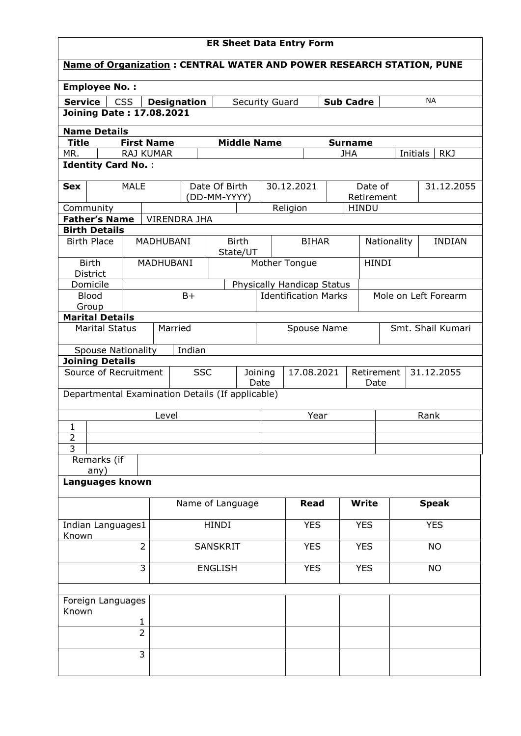# ER Sheet Data Entry Form

**Name of Organization : CENTRAL WATER AND POWER RESEARCH STATION, PUNE**

**Employee No. :**

| **Service** | CSS | **Designation** | Security Guard | **Sub Cadre** | NA |
|---|---|---|---|---|---|

**Joining Date : 17.08.2021**

**Name Details**

| **Title** | **First Name** | **Middle Name** | **Surname** | | |
|---|---|---|---|---|---|
| MR. | RAJ KUMAR | | JHA | Initials | RKJ |

**Identity Card No.** :

| **Sex** | MALE | Date Of Birth (DD-MM-YYYY) | 30.12.2021 | Date of Retirement | 31.12.2055 |
|---|---|---|---|---|---|
| Community | | | Religion | HINDU | |

| **Father's Name** | VIRENDRA JHA |
|---|---|

**Birth Details**

| Birth Place | MADHUBANI | Birth State/UT | BIHAR | Nationality | INDIAN |
|---|---|---|---|---|---|
| Birth District | MADHUBANI | Mother Tongue | | HINDI | |
| Domicile | | Physically Handicap Status | | | |
| Blood Group | B+ | Identification Marks | | Mole on Left Forearm | |

**Marital Details**

| Marital Status | Married | Spouse Name | Smt. Shail Kumari |
|---|---|---|---|
| Spouse Nationality | Indian | | |

**Joining Details**

| Source of Recruitment | SSC | Joining Date | 17.08.2021 | Retirement Date | 31.12.2055 |
|---|---|---|---|---|---|

Departmental Examination Details (If applicable)

| | Level | Year | Rank |
|---|---|---|---|
| 1 | | | |
| 2 | | | |
| 3 | | | |

| Remarks (if any) | |
|---|---|

**Languages known**

| | Name of Language | **Read** | **Write** | **Speak** |
|---|---|---|---|---|
| Indian Languages Known 1 | HINDI | YES | YES | YES |
| 2 | SANSKRIT | YES | YES | NO |
| 3 | ENGLISH | YES | YES | NO |

| | | | | |
|---|---|---|---|---|
| Foreign Languages Known 1 | | | | |
| 2 | | | | |
| 3 | | | | |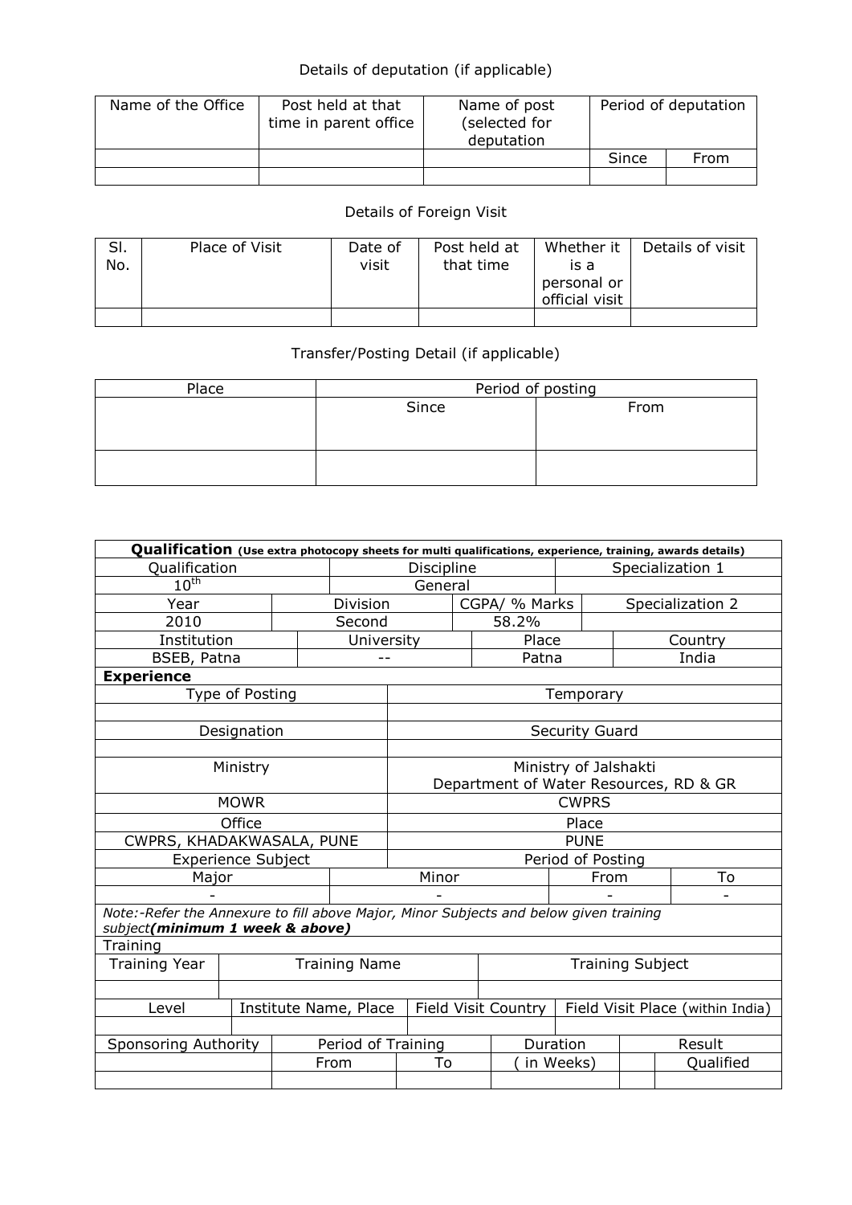Details of deputation (if applicable)

| Name of the Office | Post held at that time in parent office | Name of post (selected for deputation) | Period of deputation | |
|---|---|---|---|---|
| | | | Since | From |
| | | | | |

Details of Foreign Visit

| Sl. No. | Place of Visit | Date of visit | Post held at that time | Whether it is a personal or official visit | Details of visit |
|---|---|---|---|---|---|
| | | | | | |

Transfer/Posting Detail (if applicable)

| Place | Period of posting | |
|---|---|---|
| | Since | From |
| | | |

| **Qualification** (Use extra photocopy sheets for multi qualifications, experience, training, awards details) | | | | | |
|---|---|---|---|---|---|
| Qualification | | Discipline | | Specialization 1 | |
| $10^{th}$ | | General | | | |
| Year | Division | | CGPA/ % Marks | Specialization 2 | |
| 2010 | Second | | 58.2% | | |
| Institution | University | | Place | Country | |
| BSEB, Patna | -- | | Patna | India | |
| **Experience** | | | | | |
| Type of Posting | | Temporary | | | |
| | | | | | |
| Designation | | Security Guard | | | |
| | | | | | |
| Ministry | | Ministry of Jalshakti Department of Water Resources, RD & GR | | | |
| MOWR | | CWPRS | | | |
| Office | | Place | | | |
| CWPRS, KHADAKWASALA, PUNE | | PUNE | | | |
| Experience Subject | | Period of Posting | | | |
| Major | Minor | | | From | To |
| - | - | | | - | - |
| Note:-Refer the Annexure to fill above Major, Minor Subjects and below given training subject***(minimum 1 week & above)*** | | | | | |
| Training | | | | | |
| Training Year | Training Name | | Training Subject | | |
| | | | | | |
| Level | Institute Name, Place | | Field Visit Country | Field Visit Place (within India) | |
| | | | | | |
| Sponsoring Authority | Period of Training | | Duration | Result | |
| | From | To | ( in Weeks) | | Qualified |
| | | | | | |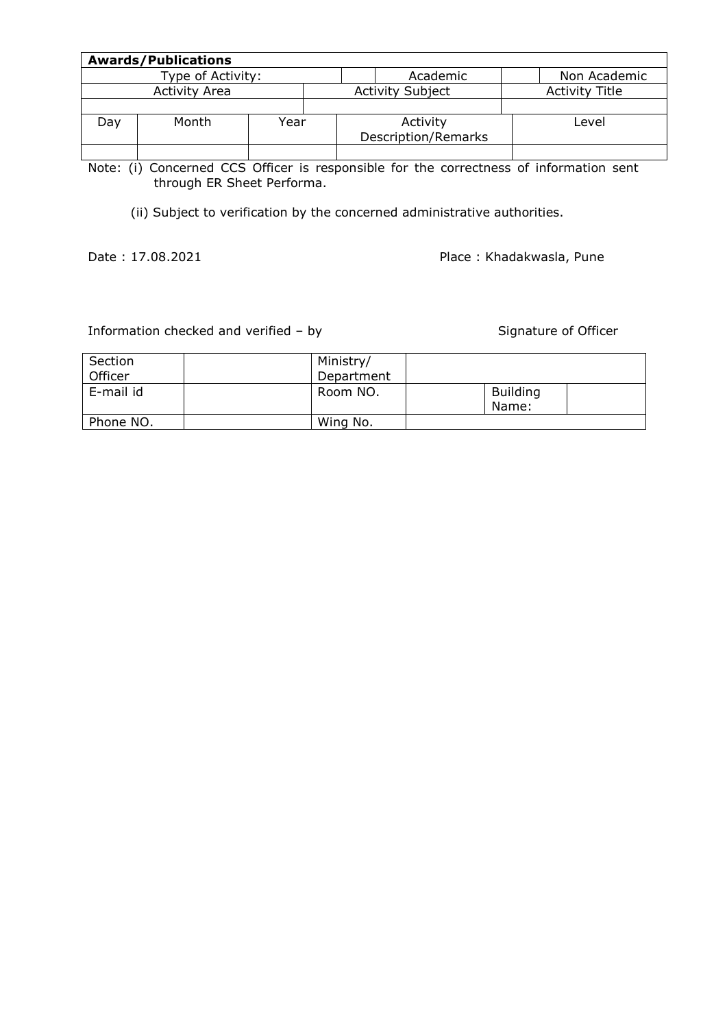| **Awards/Publications** | | | | | |
|---|---|---|---|---|---|
| Type of Activity: | | Academic | | Non Academic | |
| Activity Area | | Activity Subject | | Activity Title | |
| | | | | | |
| Day | Month | Year | Activity Description/Remarks | Level | |
| | | | | | |

Note: (i) Concerned CCS Officer is responsible for the correctness of information sent through ER Sheet Performa.

(ii) Subject to verification by the concerned administrative authorities.

Date : 17.08.2021 Place : Khadakwasla, Pune

Information checked and verified – by Signature of Officer

| | | | | | |
|---|---|---|---|---|---|
| Section Officer | | Ministry/ Department | | | |
| E-mail id | | Room NO. | | Building Name: | |
| Phone NO. | | Wing No. | | | |